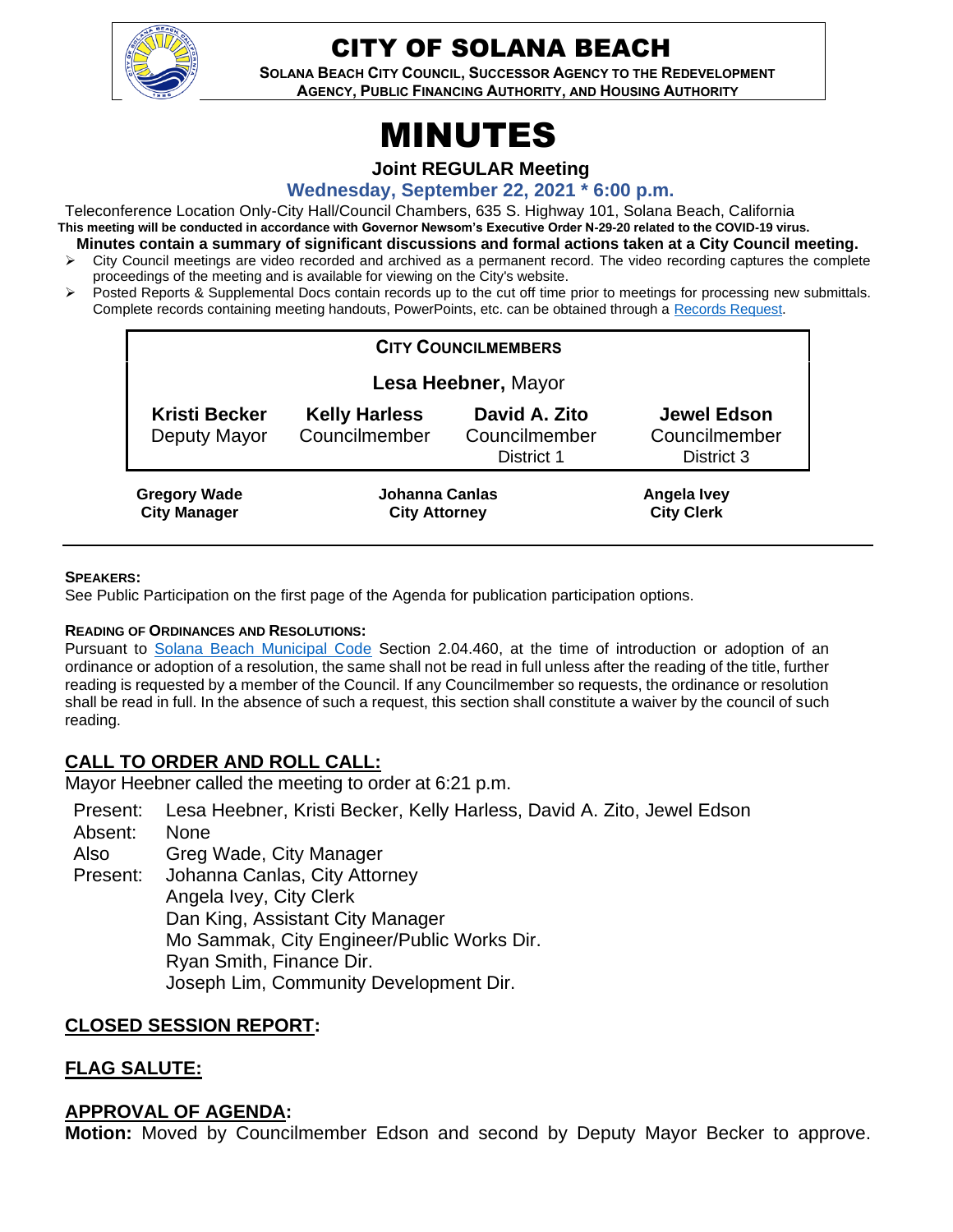# CITY OF SOLANA BEACH

**SOLANA BEACH CITY COUNCIL, SUCCESSOR AGENCY TO THE REDEVELOPMENT AGENCY, PUBLIC FINANCING AUTHORITY, AND HOUSING AUTHORITY**

# MINUTES

**Joint REGULAR Meeting**

**Wednesday, September 22, 2021 * 6:00 p.m.**

Teleconference Location Only-City Hall/Council Chambers, 635 S. Highway 101, Solana Beach, California

**This meeting will be conducted in accordance with Governor Newsom's Executive Order N-29-20 related to the COVID-19 virus.**

**Minutes contain a summary of significant discussions and formal actions taken at a City Council meeting.**

- City Council meetings are video recorded and archived as a permanent record. The video recording captures the complete proceedings of the meeting and is available for viewing on the City's website.
- Posted Reports & Supplemental Docs contain records up to the cut off time prior to meetings for processing new submittals. Complete records containing meeting handouts, PowerPoints, etc. can be obtained through a Records Request.

**CITY COUNCILMEMBERS**

**Lesa Heebner,** Mayor

| **Kristi Becker** | **Kelly Harless** | **David A. Zito** | **Jewel Edson** |
|---|---|---|---|
| Deputy Mayor | Councilmember | Councilmember District 1 | Councilmember District 3 |

| **Gregory Wade** | **Johanna Canlas** | **Angela Ivey** |
|---|---|---|
| **City Manager** | **City Attorney** | **City Clerk** |

**SPEAKERS:**

See Public Participation on the first page of the Agenda for publication participation options.

**READING OF ORDINANCES AND RESOLUTIONS:**

Pursuant to Solana Beach Municipal Code Section 2.04.460, at the time of introduction or adoption of an ordinance or adoption of a resolution, the same shall not be read in full unless after the reading of the title, further reading is requested by a member of the Council. If any Councilmember so requests, the ordinance or resolution shall be read in full. In the absence of such a request, this section shall constitute a waiver by the council of such reading.

## CALL TO ORDER AND ROLL CALL:

Mayor Heebner called the meeting to order at 6:21 p.m.

Present: Lesa Heebner, Kristi Becker, Kelly Harless, David A. Zito, Jewel Edson
Absent: None
Also Present: Greg Wade, City Manager
Johanna Canlas, City Attorney
Angela Ivey, City Clerk
Dan King, Assistant City Manager
Mo Sammak, City Engineer/Public Works Dir.
Ryan Smith, Finance Dir.
Joseph Lim, Community Development Dir.

## CLOSED SESSION REPORT:

## FLAG SALUTE:

## APPROVAL OF AGENDA:

**Motion:** Moved by Councilmember Edson and second by Deputy Mayor Becker to approve.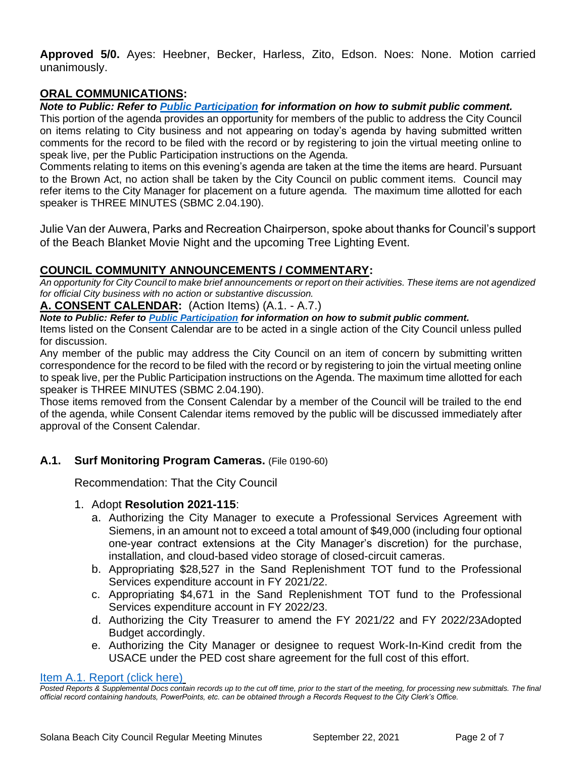**Approved 5/0.** Ayes: Heebner, Becker, Harless, Zito, Edson. Noes: None. Motion carried unanimously.

## ORAL COMMUNICATIONS:

***Note to Public: Refer to [Public Participation](#) for information on how to submit public comment.***

This portion of the agenda provides an opportunity for members of the public to address the City Council on items relating to City business and not appearing on today's agenda by having submitted written comments for the record to be filed with the record or by registering to join the virtual meeting online to speak live, per the Public Participation instructions on the Agenda.

Comments relating to items on this evening's agenda are taken at the time the items are heard. Pursuant to the Brown Act, no action shall be taken by the City Council on public comment items. Council may refer items to the City Manager for placement on a future agenda. The maximum time allotted for each speaker is THREE MINUTES (SBMC 2.04.190).

Julie Van der Auwera, Parks and Recreation Chairperson, spoke about thanks for Council's support of the Beach Blanket Movie Night and the upcoming Tree Lighting Event.

## COUNCIL COMMUNITY ANNOUNCEMENTS / COMMENTARY:

*An opportunity for City Council to make brief announcements or report on their activities. These items are not agendized for official City business with no action or substantive discussion.*

## A. CONSENT CALENDAR: (Action Items) (A.1. - A.7.)

***Note to Public: Refer to [Public Participation](#) for information on how to submit public comment.***

Items listed on the Consent Calendar are to be acted in a single action of the City Council unless pulled for discussion.

Any member of the public may address the City Council on an item of concern by submitting written correspondence for the record to be filed with the record or by registering to join the virtual meeting online to speak live, per the Public Participation instructions on the Agenda. The maximum time allotted for each speaker is THREE MINUTES (SBMC 2.04.190).

Those items removed from the Consent Calendar by a member of the Council will be trailed to the end of the agenda, while Consent Calendar items removed by the public will be discussed immediately after approval of the Consent Calendar.

### A.1. Surf Monitoring Program Cameras. (File 0190-60)

Recommendation: That the City Council

1. Adopt **Resolution 2021-115**:
   a. Authorizing the City Manager to execute a Professional Services Agreement with Siemens, in an amount not to exceed a total amount of $49,000 (including four optional one-year contract extensions at the City Manager's discretion) for the purchase, installation, and cloud-based video storage of closed-circuit cameras.
   b. Appropriating $28,527 in the Sand Replenishment TOT fund to the Professional Services expenditure account in FY 2021/22.
   c. Appropriating $4,671 in the Sand Replenishment TOT fund to the Professional Services expenditure account in FY 2022/23.
   d. Authorizing the City Treasurer to amend the FY 2021/22 and FY 2022/23Adopted Budget accordingly.
   e. Authorizing the City Manager or designee to request Work-In-Kind credit from the USACE under the PED cost share agreement for the full cost of this effort.

[Item A.1. Report (click here)](#)

*Posted Reports & Supplemental Docs contain records up to the cut off time, prior to the start of the meeting, for processing new submittals. The final official record containing handouts, PowerPoints, etc. can be obtained through a Records Request to the City Clerk's Office.*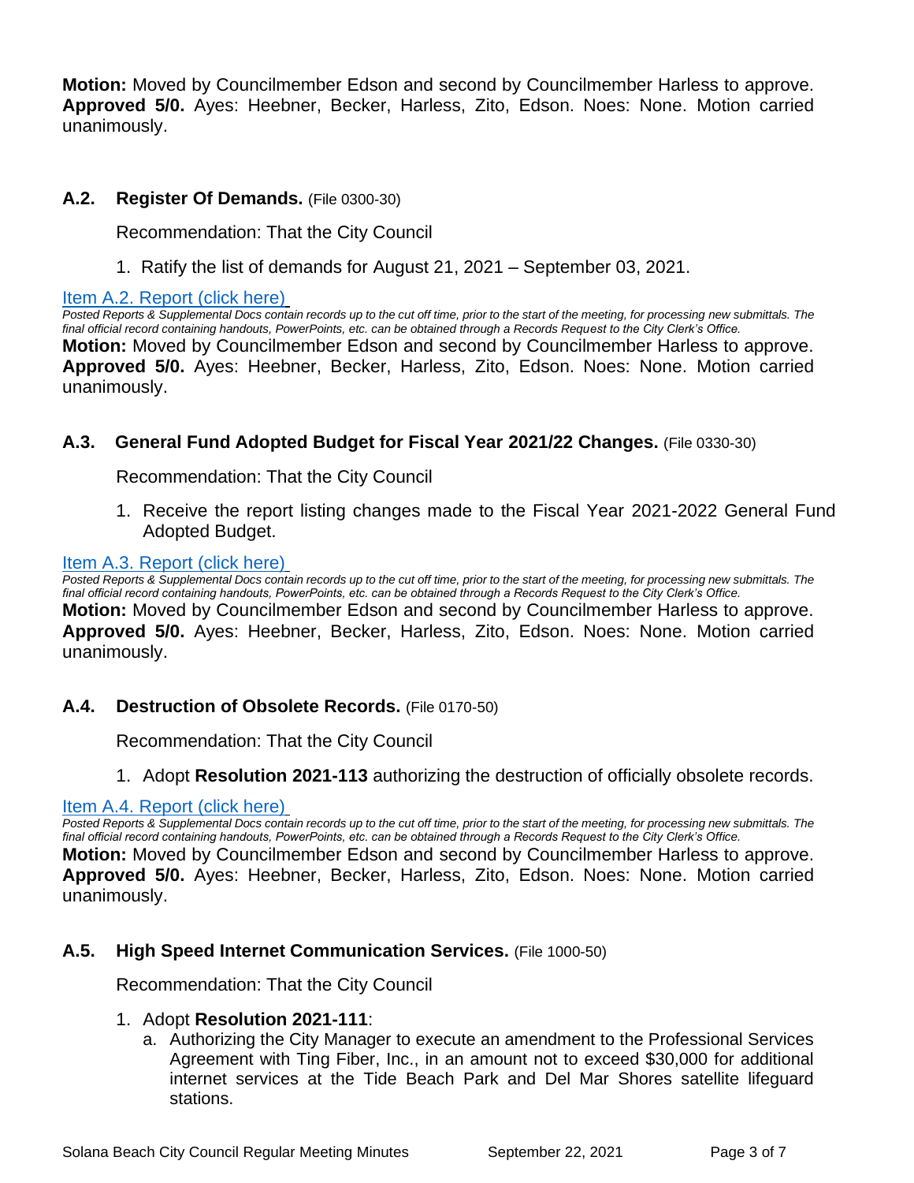**Motion:** Moved by Councilmember Edson and second by Councilmember Harless to approve. **Approved 5/0.** Ayes: Heebner, Becker, Harless, Zito, Edson. Noes: None. Motion carried unanimously.

### A.2. Register Of Demands. (File 0300-30)

Recommendation: That the City Council

1. Ratify the list of demands for August 21, 2021 – September 03, 2021.

Item A.2. Report (click here)

*Posted Reports & Supplemental Docs contain records up to the cut off time, prior to the start of the meeting, for processing new submittals. The final official record containing handouts, PowerPoints, etc. can be obtained through a Records Request to the City Clerk's Office.*

**Motion:** Moved by Councilmember Edson and second by Councilmember Harless to approve. **Approved 5/0.** Ayes: Heebner, Becker, Harless, Zito, Edson. Noes: None. Motion carried unanimously.

### A.3. General Fund Adopted Budget for Fiscal Year 2021/22 Changes. (File 0330-30)

Recommendation: That the City Council

1. Receive the report listing changes made to the Fiscal Year 2021-2022 General Fund Adopted Budget.

Item A.3. Report (click here)

*Posted Reports & Supplemental Docs contain records up to the cut off time, prior to the start of the meeting, for processing new submittals. The final official record containing handouts, PowerPoints, etc. can be obtained through a Records Request to the City Clerk's Office.*

**Motion:** Moved by Councilmember Edson and second by Councilmember Harless to approve. **Approved 5/0.** Ayes: Heebner, Becker, Harless, Zito, Edson. Noes: None. Motion carried unanimously.

### A.4. Destruction of Obsolete Records. (File 0170-50)

Recommendation: That the City Council

1. Adopt **Resolution 2021-113** authorizing the destruction of officially obsolete records.

Item A.4. Report (click here)

*Posted Reports & Supplemental Docs contain records up to the cut off time, prior to the start of the meeting, for processing new submittals. The final official record containing handouts, PowerPoints, etc. can be obtained through a Records Request to the City Clerk's Office.*

**Motion:** Moved by Councilmember Edson and second by Councilmember Harless to approve. **Approved 5/0.** Ayes: Heebner, Becker, Harless, Zito, Edson. Noes: None. Motion carried unanimously.

### A.5. High Speed Internet Communication Services. (File 1000-50)

Recommendation: That the City Council

1. Adopt **Resolution 2021-111**:
   a. Authorizing the City Manager to execute an amendment to the Professional Services Agreement with Ting Fiber, Inc., in an amount not to exceed $30,000 for additional internet services at the Tide Beach Park and Del Mar Shores satellite lifeguard stations.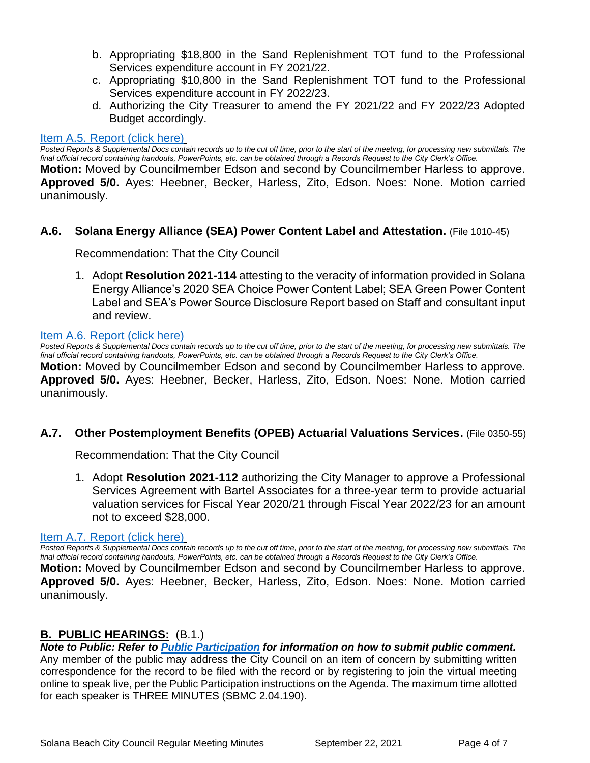b. Appropriating $18,800 in the Sand Replenishment TOT fund to the Professional Services expenditure account in FY 2021/22.
c. Appropriating $10,800 in the Sand Replenishment TOT fund to the Professional Services expenditure account in FY 2022/23.
d. Authorizing the City Treasurer to amend the FY 2021/22 and FY 2022/23 Adopted Budget accordingly.

[Item A.5. Report (click here)](#)

*Posted Reports & Supplemental Docs contain records up to the cut off time, prior to the start of the meeting, for processing new submittals. The final official record containing handouts, PowerPoints, etc. can be obtained through a Records Request to the City Clerk's Office.*

**Motion:** Moved by Councilmember Edson and second by Councilmember Harless to approve. **Approved 5/0.** Ayes: Heebner, Becker, Harless, Zito, Edson. Noes: None. Motion carried unanimously.

### A.6. Solana Energy Alliance (SEA) Power Content Label and Attestation. (File 1010-45)

Recommendation: That the City Council

1. Adopt **Resolution 2021-114** attesting to the veracity of information provided in Solana Energy Alliance's 2020 SEA Choice Power Content Label; SEA Green Power Content Label and SEA's Power Source Disclosure Report based on Staff and consultant input and review.

[Item A.6. Report (click here)](#)

*Posted Reports & Supplemental Docs contain records up to the cut off time, prior to the start of the meeting, for processing new submittals. The final official record containing handouts, PowerPoints, etc. can be obtained through a Records Request to the City Clerk's Office.*

**Motion:** Moved by Councilmember Edson and second by Councilmember Harless to approve. **Approved 5/0.** Ayes: Heebner, Becker, Harless, Zito, Edson. Noes: None. Motion carried unanimously.

### A.7. Other Postemployment Benefits (OPEB) Actuarial Valuations Services. (File 0350-55)

Recommendation: That the City Council

1. Adopt **Resolution 2021-112** authorizing the City Manager to approve a Professional Services Agreement with Bartel Associates for a three-year term to provide actuarial valuation services for Fiscal Year 2020/21 through Fiscal Year 2022/23 for an amount not to exceed $28,000.

[Item A.7. Report (click here)](#)

*Posted Reports & Supplemental Docs contain records up to the cut off time, prior to the start of the meeting, for processing new submittals. The final official record containing handouts, PowerPoints, etc. can be obtained through a Records Request to the City Clerk's Office.*

**Motion:** Moved by Councilmember Edson and second by Councilmember Harless to approve. **Approved 5/0.** Ayes: Heebner, Becker, Harless, Zito, Edson. Noes: None. Motion carried unanimously.

## B. PUBLIC HEARINGS: (B.1.)

***Note to Public: Refer to [Public Participation](#) for information on how to submit public comment.***

Any member of the public may address the City Council on an item of concern by submitting written correspondence for the record to be filed with the record or by registering to join the virtual meeting online to speak live, per the Public Participation instructions on the Agenda. The maximum time allotted for each speaker is THREE MINUTES (SBMC 2.04.190).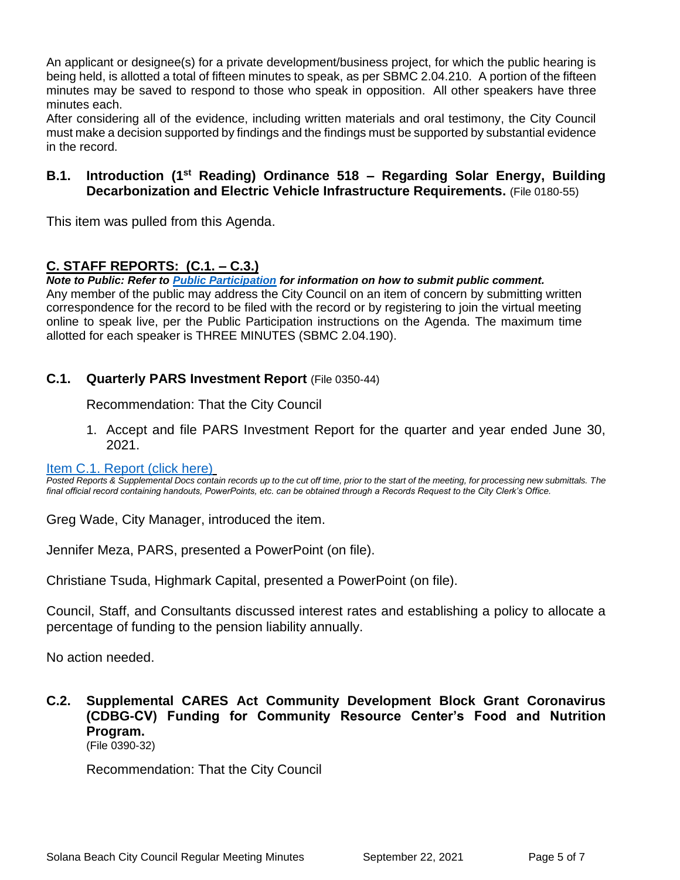An applicant or designee(s) for a private development/business project, for which the public hearing is being held, is allotted a total of fifteen minutes to speak, as per SBMC 2.04.210. A portion of the fifteen minutes may be saved to respond to those who speak in opposition. All other speakers have three minutes each.

After considering all of the evidence, including written materials and oral testimony, the City Council must make a decision supported by findings and the findings must be supported by substantial evidence in the record.

### B.1. Introduction (1st Reading) Ordinance 518 – Regarding Solar Energy, Building Decarbonization and Electric Vehicle Infrastructure Requirements. (File 0180-55)

This item was pulled from this Agenda.

## C. STAFF REPORTS: (C.1. – C.3.)

***Note to Public: Refer to Public Participation for information on how to submit public comment.***

Any member of the public may address the City Council on an item of concern by submitting written correspondence for the record to be filed with the record or by registering to join the virtual meeting online to speak live, per the Public Participation instructions on the Agenda. The maximum time allotted for each speaker is THREE MINUTES (SBMC 2.04.190).

### C.1. Quarterly PARS Investment Report (File 0350-44)

Recommendation: That the City Council

1. Accept and file PARS Investment Report for the quarter and year ended June 30, 2021.

Item C.1. Report (click here)

*Posted Reports & Supplemental Docs contain records up to the cut off time, prior to the start of the meeting, for processing new submittals. The final official record containing handouts, PowerPoints, etc. can be obtained through a Records Request to the City Clerk's Office.*

Greg Wade, City Manager, introduced the item.

Jennifer Meza, PARS, presented a PowerPoint (on file).

Christiane Tsuda, Highmark Capital, presented a PowerPoint (on file).

Council, Staff, and Consultants discussed interest rates and establishing a policy to allocate a percentage of funding to the pension liability annually.

No action needed.

### C.2. Supplemental CARES Act Community Development Block Grant Coronavirus (CDBG-CV) Funding for Community Resource Center's Food and Nutrition Program.

(File 0390-32)

Recommendation: That the City Council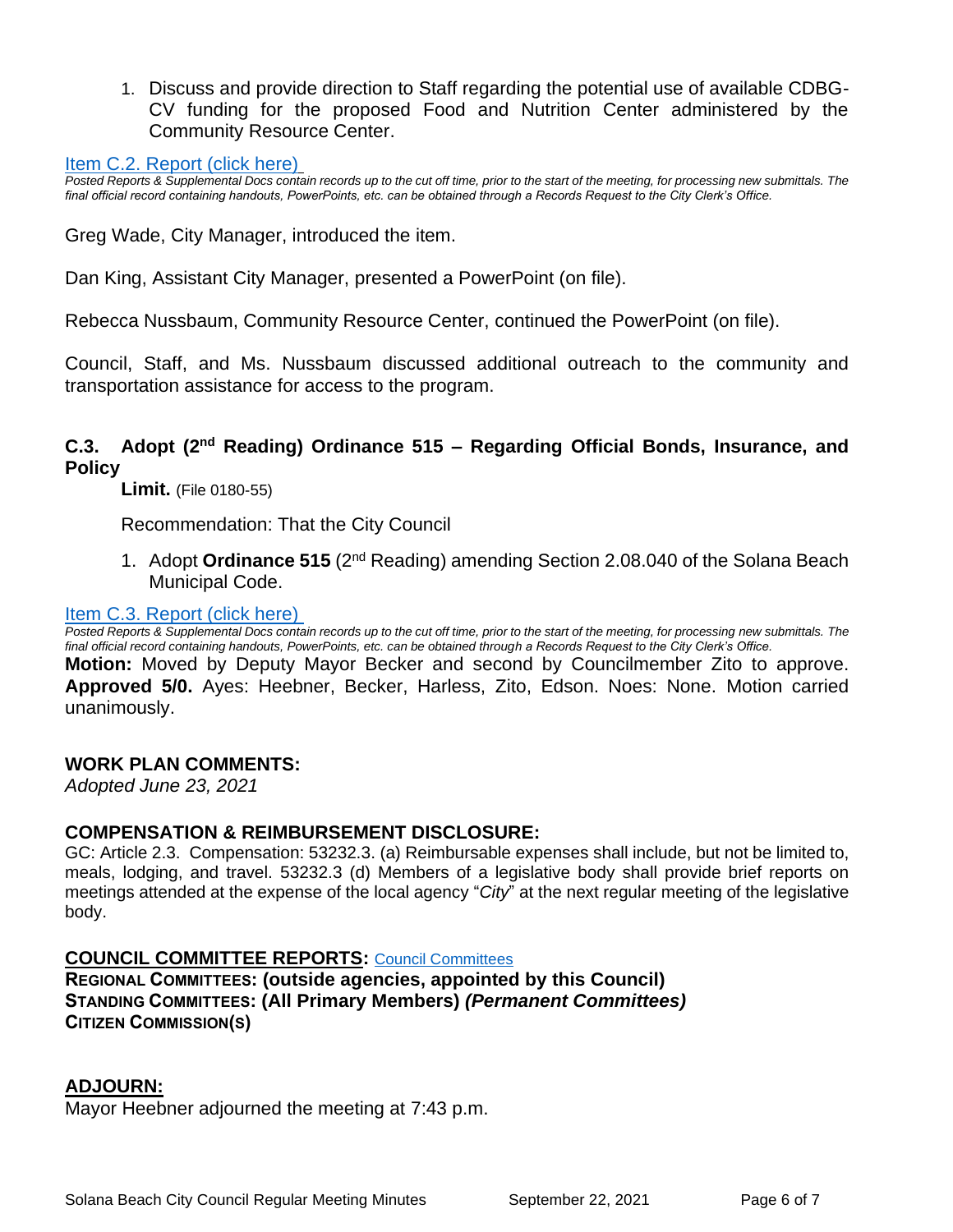1. Discuss and provide direction to Staff regarding the potential use of available CDBG-CV funding for the proposed Food and Nutrition Center administered by the Community Resource Center.

[Item C.2. Report (click here)](#)

*Posted Reports & Supplemental Docs contain records up to the cut off time, prior to the start of the meeting, for processing new submittals. The final official record containing handouts, PowerPoints, etc. can be obtained through a Records Request to the City Clerk's Office.*

Greg Wade, City Manager, introduced the item.

Dan King, Assistant City Manager, presented a PowerPoint (on file).

Rebecca Nussbaum, Community Resource Center, continued the PowerPoint (on file).

Council, Staff, and Ms. Nussbaum discussed additional outreach to the community and transportation assistance for access to the program.

### C.3. Adopt (2nd Reading) Ordinance 515 – Regarding Official Bonds, Insurance, and Policy Limit. (File 0180-55)

Recommendation: That the City Council

1. Adopt **Ordinance 515** (2nd Reading) amending Section 2.08.040 of the Solana Beach Municipal Code.

[Item C.3. Report (click here)](#)

*Posted Reports & Supplemental Docs contain records up to the cut off time, prior to the start of the meeting, for processing new submittals. The final official record containing handouts, PowerPoints, etc. can be obtained through a Records Request to the City Clerk's Office.*

**Motion:** Moved by Deputy Mayor Becker and second by Councilmember Zito to approve. **Approved 5/0.** Ayes: Heebner, Becker, Harless, Zito, Edson. Noes: None. Motion carried unanimously.

## WORK PLAN COMMENTS:

*Adopted June 23, 2021*

## COMPENSATION & REIMBURSEMENT DISCLOSURE:

GC: Article 2.3. Compensation: 53232.3. (a) Reimbursable expenses shall include, but not be limited to, meals, lodging, and travel. 53232.3 (d) Members of a legislative body shall provide brief reports on meetings attended at the expense of the local agency "*City*" at the next regular meeting of the legislative body.

## COUNCIL COMMITTEE REPORTS: [Council Committees](#)

**REGIONAL COMMITTEES: (outside agencies, appointed by this Council)**

**STANDING COMMITTEES: (All Primary Members) *(Permanent Committees)***

**CITIZEN COMMISSION(S)**

## ADJOURN:

Mayor Heebner adjourned the meeting at 7:43 p.m.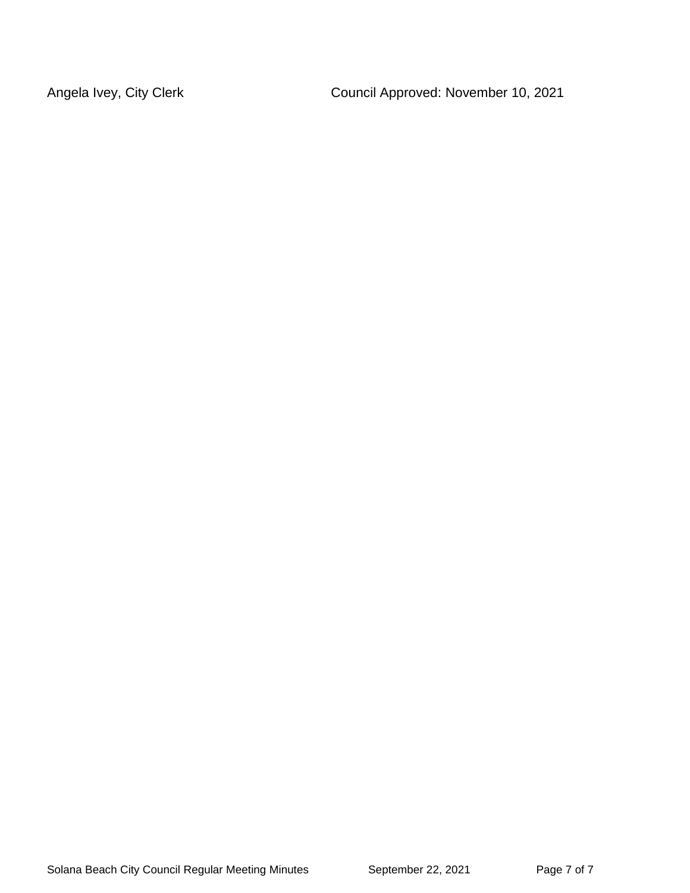Angela Ivey, City Clerk Council Approved: November 10, 2021